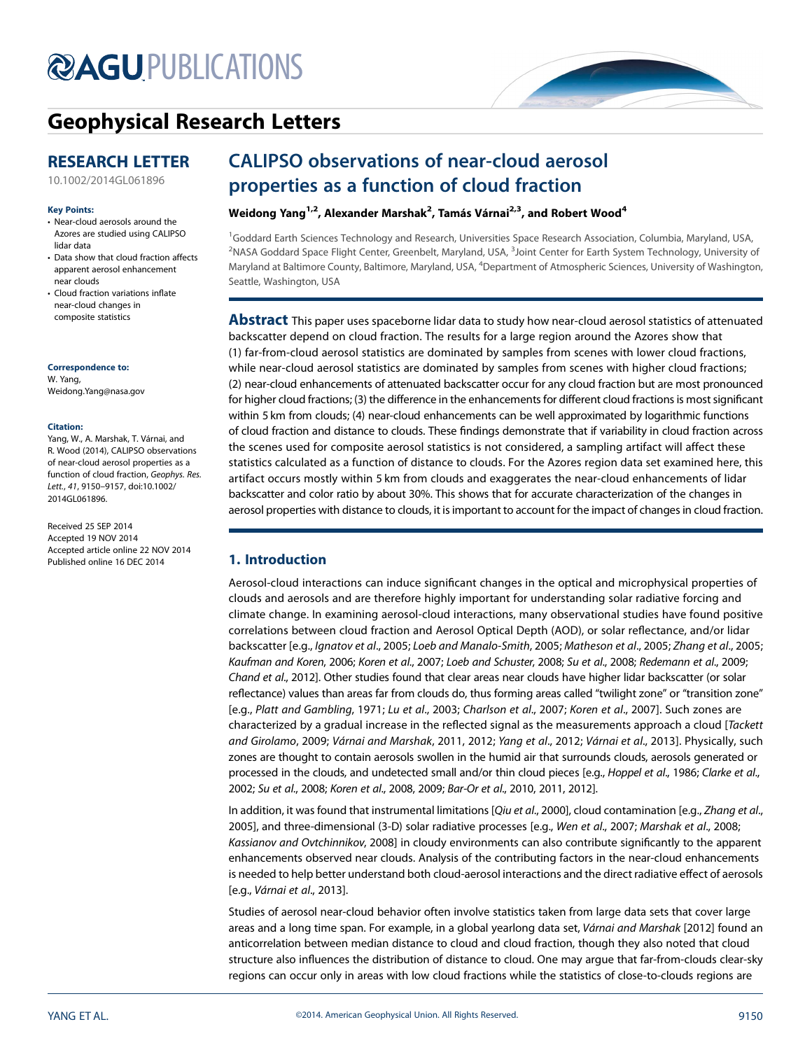# Geophysical Research Letters

## RESEARCH LETTER

10.1002/2014GL061896

**Key Points:**

- Near-cloud aerosols around the Azores are studied using CALIPSO lidar data
- Data show that cloud fraction affects apparent aerosol enhancement near clouds
- Cloud fraction variations inflate near-cloud changes in composite statistics

**Correspondence to:**
W. Yang,
Weidong.Yang@nasa.gov

**Citation:**
Yang, W., A. Marshak, T. Várnai, and R. Wood (2014), CALIPSO observations of near-cloud aerosol properties as a function of cloud fraction, *Geophys. Res. Lett.*, *41*, 9150–9157, doi:10.1002/2014GL061896.

Received 25 SEP 2014
Accepted 19 NOV 2014
Accepted article online 22 NOV 2014
Published online 16 DEC 2014

# CALIPSO observations of near-cloud aerosol properties as a function of cloud fraction

**Weidong Yang[1,2], Alexander Marshak[2], Tamás Várnai[2,3], and Robert Wood[4]**

[1]Goddard Earth Sciences Technology and Research, Universities Space Research Association, Columbia, Maryland, USA, [2]NASA Goddard Space Flight Center, Greenbelt, Maryland, USA, [3]Joint Center for Earth System Technology, University of Maryland at Baltimore County, Baltimore, Maryland, USA, [4]Department of Atmospheric Sciences, University of Washington, Seattle, Washington, USA

**Abstract** This paper uses spaceborne lidar data to study how near-cloud aerosol statistics of attenuated backscatter depend on cloud fraction. The results for a large region around the Azores show that (1) far-from-cloud aerosol statistics are dominated by samples from scenes with lower cloud fractions, while near-cloud aerosol statistics are dominated by samples from scenes with higher cloud fractions; (2) near-cloud enhancements of attenuated backscatter occur for any cloud fraction but are most pronounced for higher cloud fractions; (3) the difference in the enhancements for different cloud fractions is most significant within 5 km from clouds; (4) near-cloud enhancements can be well approximated by logarithmic functions of cloud fraction and distance to clouds. These findings demonstrate that if variability in cloud fraction across the scenes used for composite aerosol statistics is not considered, a sampling artifact will affect these statistics calculated as a function of distance to clouds. For the Azores region data set examined here, this artifact occurs mostly within 5 km from clouds and exaggerates the near-cloud enhancements of lidar backscatter and color ratio by about 30%. This shows that for accurate characterization of the changes in aerosol properties with distance to clouds, it is important to account for the impact of changes in cloud fraction.

## 1. Introduction

Aerosol-cloud interactions can induce significant changes in the optical and microphysical properties of clouds and aerosols and are therefore highly important for understanding solar radiative forcing and climate change. In examining aerosol-cloud interactions, many observational studies have found positive correlations between cloud fraction and Aerosol Optical Depth (AOD), or solar reflectance, and/or lidar backscatter [e.g., *Ignatov et al.*, 2005; *Loeb and Manalo-Smith*, 2005; *Matheson et al.*, 2005; *Zhang et al.*, 2005; *Kaufman and Koren*, 2006; *Koren et al.*, 2007; *Loeb and Schuster*, 2008; *Su et al.*, 2008; *Redemann et al.*, 2009; *Chand et al.*, 2012]. Other studies found that clear areas near clouds have higher lidar backscatter (or solar reflectance) values than areas far from clouds do, thus forming areas called "twilight zone" or "transition zone" [e.g., *Platt and Gambling*, 1971; *Lu et al.*, 2003; *Charlson et al.*, 2007; *Koren et al.*, 2007]. Such zones are characterized by a gradual increase in the reflected signal as the measurements approach a cloud [*Tackett and Girolamo*, 2009; *Várnai and Marshak*, 2011, 2012; *Yang et al.*, 2012; *Várnai et al.*, 2013]. Physically, such zones are thought to contain aerosols swollen in the humid air that surrounds clouds, aerosols generated or processed in the clouds, and undetected small and/or thin cloud pieces [e.g., *Hoppel et al.*, 1986; *Clarke et al.*, 2002; *Su et al.*, 2008; *Koren et al.*, 2008, 2009; *Bar-Or et al.*, 2010, 2011, 2012].

In addition, it was found that instrumental limitations [*Qiu et al.*, 2000], cloud contamination [e.g., *Zhang et al.*, 2005], and three-dimensional (3-D) solar radiative processes [e.g., *Wen et al.*, 2007; *Marshak et al.*, 2008; *Kassianov and Ovtchinnikov*, 2008] in cloudy environments can also contribute significantly to the apparent enhancements observed near clouds. Analysis of the contributing factors in the near-cloud enhancements is needed to help better understand both cloud-aerosol interactions and the direct radiative effect of aerosols [e.g., *Várnai et al.*, 2013].

Studies of aerosol near-cloud behavior often involve statistics taken from large data sets that cover large areas and a long time span. For example, in a global yearlong data set, *Várnai and Marshak* [2012] found an anticorrelation between median distance to cloud and cloud fraction, though they also noted that cloud structure also influences the distribution of distance to cloud. One may argue that far-from-clouds clear-sky regions can occur only in areas with low cloud fractions while the statistics of close-to-clouds regions are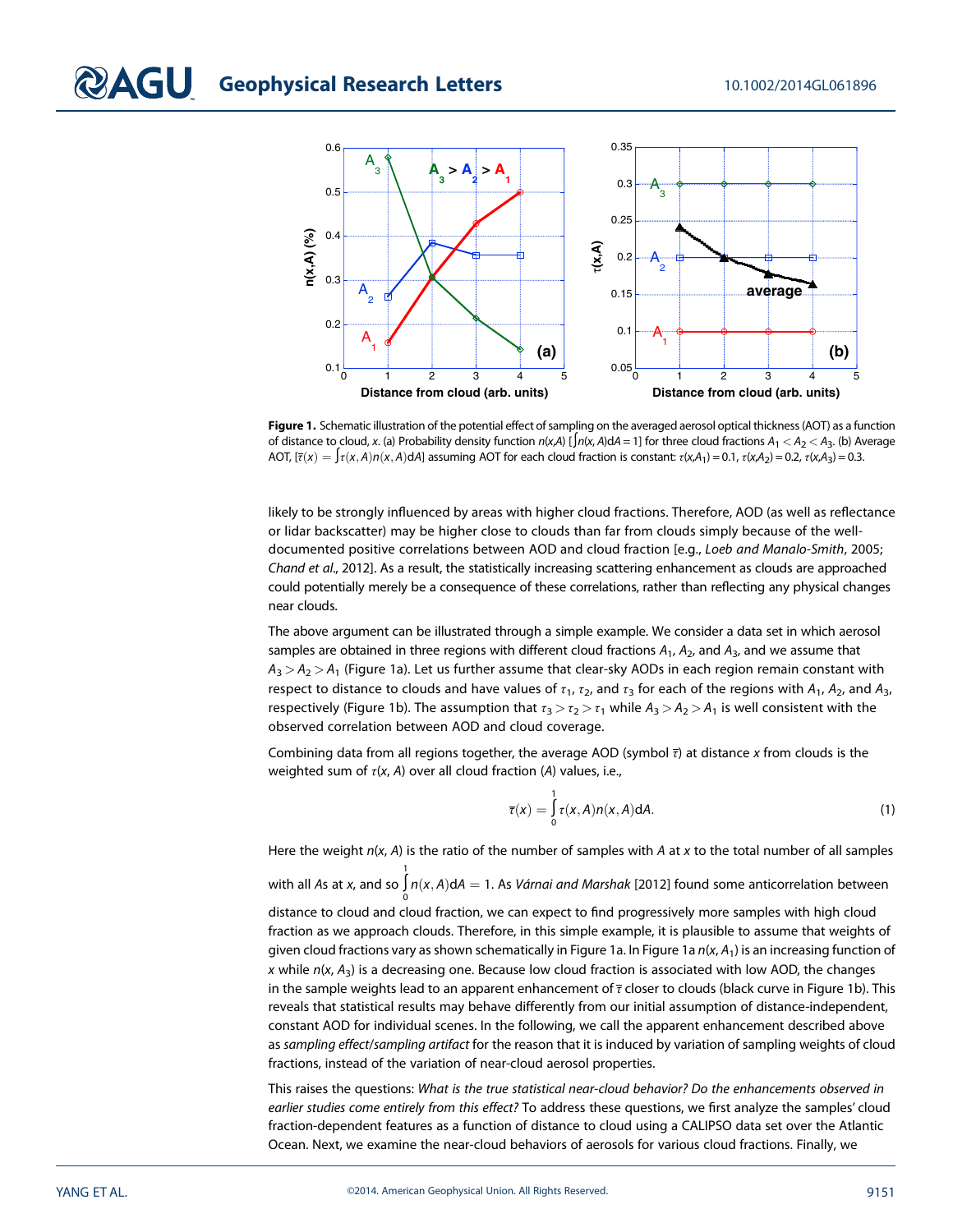**Figure 1.** Schematic illustration of the potential effect of sampling on the averaged aerosol optical thickness (AOT) as a function of distance to cloud, $x$. (a) Probability density function $n(x,A)$ [$\int n(x,A)\mathrm{d}A = 1$] for three cloud fractions $A_1 < A_2 < A_3$. (b) Average AOT, [$\bar{\tau}(x) = \int \tau(x,A)n(x,A)\mathrm{d}A$] assuming AOT for each cloud fraction is constant: $\tau(x,A_1) = 0.1$, $\tau(x,A_2) = 0.2$, $\tau(x,A_3) = 0.3$.

likely to be strongly influenced by areas with higher cloud fractions. Therefore, AOD (as well as reflectance or lidar backscatter) may be higher close to clouds than far from clouds simply because of the well-documented positive correlations between AOD and cloud fraction [e.g., *Loeb and Manalo-Smith*, 2005; *Chand et al.*, 2012]. As a result, the statistically increasing scattering enhancement as clouds are approached could potentially merely be a consequence of these correlations, rather than reflecting any physical changes near clouds.

The above argument can be illustrated through a simple example. We consider a data set in which aerosol samples are obtained in three regions with different cloud fractions $A_1$, $A_2$, and $A_3$, and we assume that $A_3 > A_2 > A_1$ (Figure 1a). Let us further assume that clear-sky AODs in each region remain constant with respect to distance to clouds and have values of $\tau_1$, $\tau_2$, and $\tau_3$ for each of the regions with $A_1$, $A_2$, and $A_3$, respectively (Figure 1b). The assumption that $\tau_3 > \tau_2 > \tau_1$ while $A_3 > A_2 > A_1$ is well consistent with the observed correlation between AOD and cloud coverage.

Combining data from all regions together, the average AOD (symbol $\bar{\tau}$) at distance $x$ from clouds is the weighted sum of $\tau(x, A)$ over all cloud fraction ($A$) values, i.e.,

$$\bar{\tau}(x) = \int_0^1 \tau(x,A)n(x,A)\mathrm{d}A. \tag{1}$$

Here the weight $n(x, A)$ is the ratio of the number of samples with $A$ at $x$ to the total number of all samples with all $A$s at $x$, and so $\int_0^1 n(x,A)\mathrm{d}A = 1$. As *Várnai and Marshak* [2012] found some anticorrelation between distance to cloud and cloud fraction, we can expect to find progressively more samples with high cloud fraction as we approach clouds. Therefore, in this simple example, it is plausible to assume that weights of given cloud fractions vary as shown schematically in Figure 1a. In Figure 1a $n(x, A_1)$ is an increasing function of $x$ while $n(x, A_3)$ is a decreasing one. Because low cloud fraction is associated with low AOD, the changes in the sample weights lead to an apparent enhancement of $\bar{\tau}$ closer to clouds (black curve in Figure 1b). This reveals that statistical results may behave differently from our initial assumption of distance-independent, constant AOD for individual scenes. In the following, we call the apparent enhancement described above as *sampling effect/sampling artifact* for the reason that it is induced by variation of sampling weights of cloud fractions, instead of the variation of near-cloud aerosol properties.

This raises the questions: *What is the true statistical near-cloud behavior? Do the enhancements observed in earlier studies come entirely from this effect?* To address these questions, we first analyze the samples' cloud fraction-dependent features as a function of distance to cloud using a CALIPSO data set over the Atlantic Ocean. Next, we examine the near-cloud behaviors of aerosols for various cloud fractions. Finally, we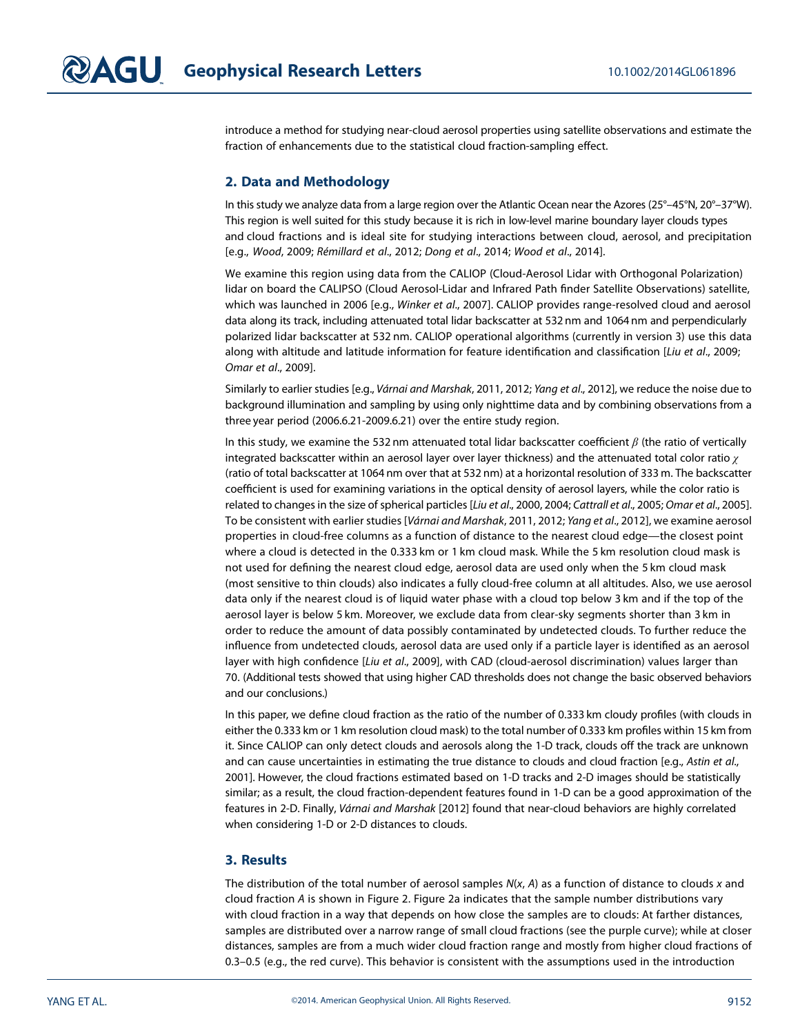introduce a method for studying near-cloud aerosol properties using satellite observations and estimate the fraction of enhancements due to the statistical cloud fraction-sampling effect.

## 2. Data and Methodology

In this study we analyze data from a large region over the Atlantic Ocean near the Azores (25°–45°N, 20°–37°W). This region is well suited for this study because it is rich in low-level marine boundary layer clouds types and cloud fractions and is ideal site for studying interactions between cloud, aerosol, and precipitation [e.g., *Wood*, 2009; *Rémillard et al.*, 2012; *Dong et al.*, 2014; *Wood et al.*, 2014].

We examine this region using data from the CALIOP (Cloud-Aerosol Lidar with Orthogonal Polarization) lidar on board the CALIPSO (Cloud Aerosol-Lidar and Infrared Path finder Satellite Observations) satellite, which was launched in 2006 [e.g., *Winker et al.*, 2007]. CALIOP provides range-resolved cloud and aerosol data along its track, including attenuated total lidar backscatter at 532 nm and 1064 nm and perpendicularly polarized lidar backscatter at 532 nm. CALIOP operational algorithms (currently in version 3) use this data along with altitude and latitude information for feature identification and classification [*Liu et al.*, 2009; *Omar et al.*, 2009].

Similarly to earlier studies [e.g., *Várnai and Marshak*, 2011, 2012; *Yang et al.*, 2012], we reduce the noise due to background illumination and sampling by using only nighttime data and by combining observations from a three year period (2006.6.21-2009.6.21) over the entire study region.

In this study, we examine the 532 nm attenuated total lidar backscatter coefficient $\beta$ (the ratio of vertically integrated backscatter within an aerosol layer over layer thickness) and the attenuated total color ratio $\chi$ (ratio of total backscatter at 1064 nm over that at 532 nm) at a horizontal resolution of 333 m. The backscatter coefficient is used for examining variations in the optical density of aerosol layers, while the color ratio is related to changes in the size of spherical particles [*Liu et al.*, 2000, 2004; *Cattrall et al.*, 2005; *Omar et al.*, 2005]. To be consistent with earlier studies [*Várnai and Marshak*, 2011, 2012; *Yang et al.*, 2012], we examine aerosol properties in cloud-free columns as a function of distance to the nearest cloud edge—the closest point where a cloud is detected in the 0.333 km or 1 km cloud mask. While the 5 km resolution cloud mask is not used for defining the nearest cloud edge, aerosol data are used only when the 5 km cloud mask (most sensitive to thin clouds) also indicates a fully cloud-free column at all altitudes. Also, we use aerosol data only if the nearest cloud is of liquid water phase with a cloud top below 3 km and if the top of the aerosol layer is below 5 km. Moreover, we exclude data from clear-sky segments shorter than 3 km in order to reduce the amount of data possibly contaminated by undetected clouds. To further reduce the influence from undetected clouds, aerosol data are used only if a particle layer is identified as an aerosol layer with high confidence [*Liu et al.*, 2009], with CAD (cloud-aerosol discrimination) values larger than 70. (Additional tests showed that using higher CAD thresholds does not change the basic observed behaviors and our conclusions.)

In this paper, we define cloud fraction as the ratio of the number of 0.333 km cloudy profiles (with clouds in either the 0.333 km or 1 km resolution cloud mask) to the total number of 0.333 km profiles within 15 km from it. Since CALIOP can only detect clouds and aerosols along the 1-D track, clouds off the track are unknown and can cause uncertainties in estimating the true distance to clouds and cloud fraction [e.g., *Astin et al.*, 2001]. However, the cloud fractions estimated based on 1-D tracks and 2-D images should be statistically similar; as a result, the cloud fraction-dependent features found in 1-D can be a good approximation of the features in 2-D. Finally, *Várnai and Marshak* [2012] found that near-cloud behaviors are highly correlated when considering 1-D or 2-D distances to clouds.

## 3. Results

The distribution of the total number of aerosol samples $N(x, A)$ as a function of distance to clouds $x$ and cloud fraction $A$ is shown in Figure 2. Figure 2a indicates that the sample number distributions vary with cloud fraction in a way that depends on how close the samples are to clouds: At farther distances, samples are distributed over a narrow range of small cloud fractions (see the purple curve); while at closer distances, samples are from a much wider cloud fraction range and mostly from higher cloud fractions of 0.3–0.5 (e.g., the red curve). This behavior is consistent with the assumptions used in the introduction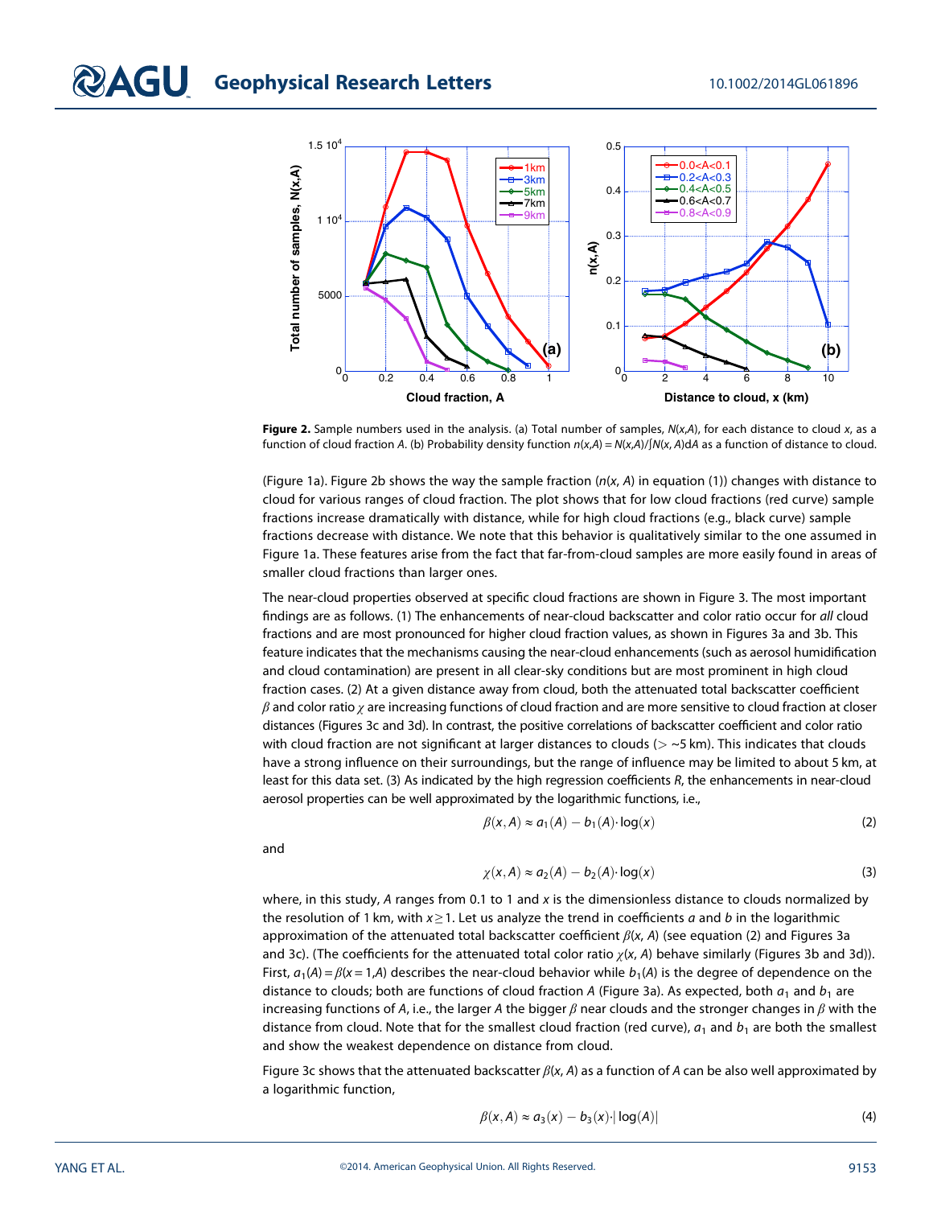**Figure 2.** Sample numbers used in the analysis. (a) Total number of samples, $N(x,A)$, for each distance to cloud $x$, as a function of cloud fraction $A$. (b) Probability density function $n(x,A) = N(x,A)/\int N(x, A)\mathrm{d}A$ as a function of distance to cloud.

(Figure 1a). Figure 2b shows the way the sample fraction ($n(x, A)$ in equation (1)) changes with distance to cloud for various ranges of cloud fraction. The plot shows that for low cloud fractions (red curve) sample fractions increase dramatically with distance, while for high cloud fractions (e.g., black curve) sample fractions decrease with distance. We note that this behavior is qualitatively similar to the one assumed in Figure 1a. These features arise from the fact that far-from-cloud samples are more easily found in areas of smaller cloud fractions than larger ones.

The near-cloud properties observed at specific cloud fractions are shown in Figure 3. The most important findings are as follows. (1) The enhancements of near-cloud backscatter and color ratio occur for *all* cloud fractions and are most pronounced for higher cloud fraction values, as shown in Figures 3a and 3b. This feature indicates that the mechanisms causing the near-cloud enhancements (such as aerosol humidification and cloud contamination) are present in all clear-sky conditions but are most prominent in high cloud fraction cases. (2) At a given distance away from cloud, both the attenuated total backscatter coefficient $\beta$ and color ratio $\chi$ are increasing functions of cloud fraction and are more sensitive to cloud fraction at closer distances (Figures 3c and 3d). In contrast, the positive correlations of backscatter coefficient and color ratio with cloud fraction are not significant at larger distances to clouds ($> \sim 5$ km). This indicates that clouds have a strong influence on their surroundings, but the range of influence may be limited to about 5 km, at least for this data set. (3) As indicated by the high regression coefficients $R$, the enhancements in near-cloud aerosol properties can be well approximated by the logarithmic functions, i.e.,

$$\beta(x, A) \approx a_1(A) - b_1(A) \cdot \log(x) \tag{2}$$

and

$$\chi(x, A) \approx a_2(A) - b_2(A) \cdot \log(x) \tag{3}$$

where, in this study, $A$ ranges from 0.1 to 1 and $x$ is the dimensionless distance to clouds normalized by the resolution of 1 km, with $x \geq 1$. Let us analyze the trend in coefficients $a$ and $b$ in the logarithmic approximation of the attenuated total backscatter coefficient $\beta(x, A)$ (see equation (2) and Figures 3a and 3c). (The coefficients for the attenuated total color ratio $\chi(x, A)$ behave similarly (Figures 3b and 3d)). First, $a_1(A) = \beta(x = 1, A)$ describes the near-cloud behavior while $b_1(A)$ is the degree of dependence on the distance to clouds; both are functions of cloud fraction $A$ (Figure 3a). As expected, both $a_1$ and $b_1$ are increasing functions of $A$, i.e., the larger $A$ the bigger $\beta$ near clouds and the stronger changes in $\beta$ with the distance from cloud. Note that for the smallest cloud fraction (red curve), $a_1$ and $b_1$ are both the smallest and show the weakest dependence on distance from cloud.

Figure 3c shows that the attenuated backscatter $\beta(x, A)$ as a function of $A$ can be also well approximated by a logarithmic function,

$$\beta(x, A) \approx a_3(x) - b_3(x) \cdot |\log(A)| \tag{4}$$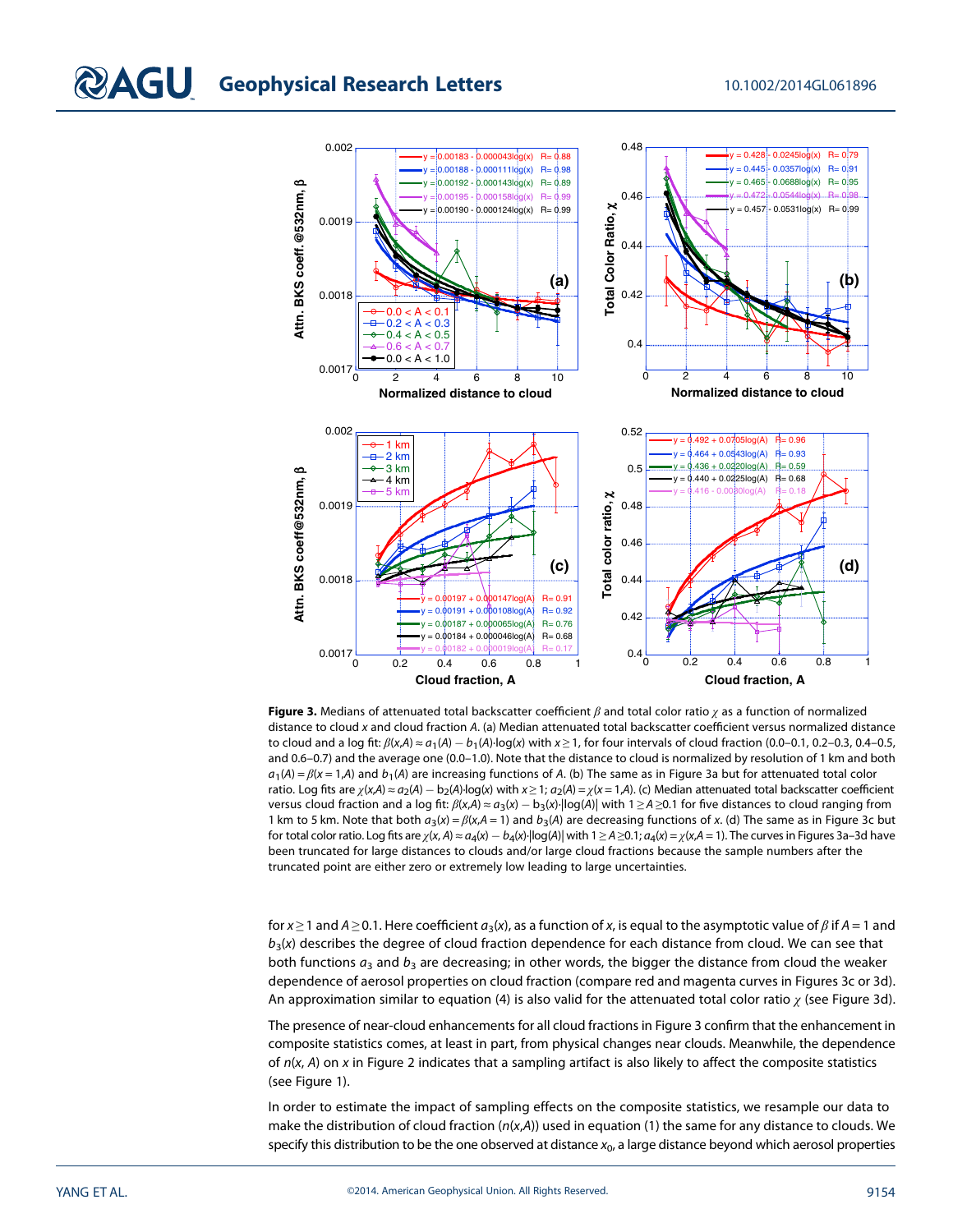**Figure 3.** Medians of attenuated total backscatter coefficient $\beta$ and total color ratio $\chi$ as a function of normalized distance to cloud $x$ and cloud fraction $A$. (a) Median attenuated total backscatter coefficient versus normalized distance to cloud and a log fit: $\beta(x,A) \approx a_1(A) - b_1(A) \cdot \log(x)$ with $x \geq 1$, for four intervals of cloud fraction (0.0–0.1, 0.2–0.3, 0.4–0.5, and 0.6–0.7) and the average one (0.0–1.0). Note that the distance to cloud is normalized by resolution of 1 km and both $a_1(A) = \beta(x=1,A)$ and $b_1(A)$ are increasing functions of $A$. (b) The same as in Figure 3a but for attenuated total color ratio. Log fits are $\chi(x,A) \approx a_2(A) - b_2(A) \cdot \log(x)$ with $x \geq 1$; $a_2(A) = \chi(x=1,A)$. (c) Median attenuated total backscatter coefficient versus cloud fraction and a log fit: $\beta(x,A) \approx a_3(x) - b_3(x) \cdot |\log(A)|$ with $1 \geq A \geq 0.1$ for five distances to cloud ranging from 1 km to 5 km. Note that both $a_3(x) = \beta(x,A=1)$ and $b_3(A)$ are decreasing functions of $x$. (d) The same as in Figure 3c but for total color ratio. Log fits are $\chi(x, A) \approx a_4(x) - b_4(x) \cdot |\log(A)|$ with $1 \geq A \geq 0.1$; $a_4(x) = \chi(x,A=1)$. The curves in Figures 3a–3d have been truncated for large distances to clouds and/or large cloud fractions because the sample numbers after the truncated point are either zero or extremely low leading to large uncertainties.

for $x \geq 1$ and $A \geq 0.1$. Here coefficient $a_3(x)$, as a function of $x$, is equal to the asymptotic value of $\beta$ if $A = 1$ and $b_3(x)$ describes the degree of cloud fraction dependence for each distance from cloud. We can see that both functions $a_3$ and $b_3$ are decreasing; in other words, the bigger the distance from cloud the weaker dependence of aerosol properties on cloud fraction (compare red and magenta curves in Figures 3c or 3d). An approximation similar to equation (4) is also valid for the attenuated total color ratio $\chi$ (see Figure 3d).

The presence of near-cloud enhancements for all cloud fractions in Figure 3 confirm that the enhancement in composite statistics comes, at least in part, from physical changes near clouds. Meanwhile, the dependence of $n(x, A)$ on $x$ in Figure 2 indicates that a sampling artifact is also likely to affect the composite statistics (see Figure 1).

In order to estimate the impact of sampling effects on the composite statistics, we resample our data to make the distribution of cloud fraction ($n(x,A)$) used in equation (1) the same for any distance to clouds. We specify this distribution to be the one observed at distance $x_0$, a large distance beyond which aerosol properties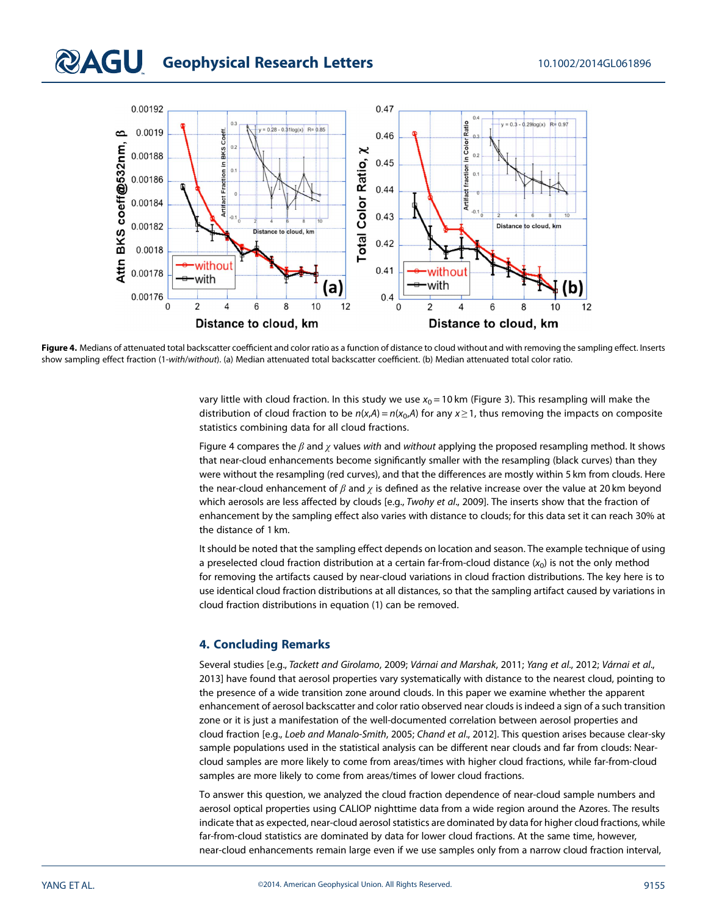**Figure 4.** Medians of attenuated total backscatter coefficient and color ratio as a function of distance to cloud without and with removing the sampling effect. Inserts show sampling effect fraction (1-*with*/*without*). (a) Median attenuated total backscatter coefficient. (b) Median attenuated total color ratio.

vary little with cloud fraction. In this study we use $x_0 = 10$ km (Figure 3). This resampling will make the distribution of cloud fraction to be $n(x,A) = n(x_0,A)$ for any $x \geq 1$, thus removing the impacts on composite statistics combining data for all cloud fractions.

Figure 4 compares the $\beta$ and $\chi$ values *with* and *without* applying the proposed resampling method. It shows that near-cloud enhancements become significantly smaller with the resampling (black curves) than they were without the resampling (red curves), and that the differences are mostly within 5 km from clouds. Here the near-cloud enhancement of $\beta$ and $\chi$ is defined as the relative increase over the value at 20 km beyond which aerosols are less affected by clouds [e.g., *Twohy et al.*, 2009]. The inserts show that the fraction of enhancement by the sampling effect also varies with distance to clouds; for this data set it can reach 30% at the distance of 1 km.

It should be noted that the sampling effect depends on location and season. The example technique of using a preselected cloud fraction distribution at a certain far-from-cloud distance ($x_0$) is not the only method for removing the artifacts caused by near-cloud variations in cloud fraction distributions. The key here is to use identical cloud fraction distributions at all distances, so that the sampling artifact caused by variations in cloud fraction distributions in equation (1) can be removed.

## 4. Concluding Remarks

Several studies [e.g., *Tackett and Girolamo*, 2009; *Várnai and Marshak*, 2011; *Yang et al.*, 2012; *Várnai et al.*, 2013] have found that aerosol properties vary systematically with distance to the nearest cloud, pointing to the presence of a wide transition zone around clouds. In this paper we examine whether the apparent enhancement of aerosol backscatter and color ratio observed near clouds is indeed a sign of a such transition zone or it is just a manifestation of the well-documented correlation between aerosol properties and cloud fraction [e.g., *Loeb and Manalo-Smith*, 2005; *Chand et al.*, 2012]. This question arises because clear-sky sample populations used in the statistical analysis can be different near clouds and far from clouds: Near-cloud samples are more likely to come from areas/times with higher cloud fractions, while far-from-cloud samples are more likely to come from areas/times of lower cloud fractions.

To answer this question, we analyzed the cloud fraction dependence of near-cloud sample numbers and aerosol optical properties using CALIOP nighttime data from a wide region around the Azores. The results indicate that as expected, near-cloud aerosol statistics are dominated by data for higher cloud fractions, while far-from-cloud statistics are dominated by data for lower cloud fractions. At the same time, however, near-cloud enhancements remain large even if we use samples only from a narrow cloud fraction interval,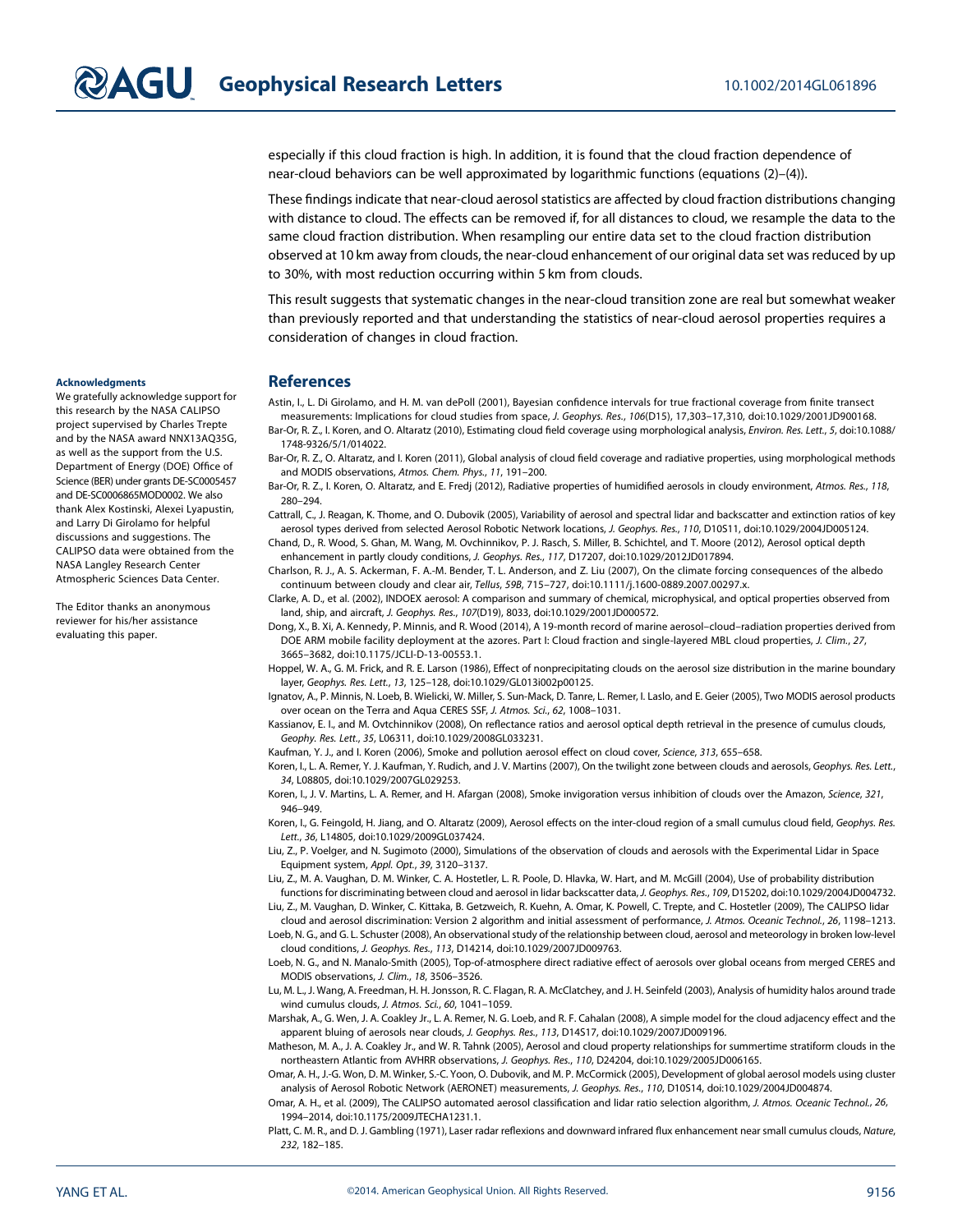especially if this cloud fraction is high. In addition, it is found that the cloud fraction dependence of near-cloud behaviors can be well approximated by logarithmic functions (equations (2)–(4)).

These findings indicate that near-cloud aerosol statistics are affected by cloud fraction distributions changing with distance to cloud. The effects can be removed if, for all distances to cloud, we resample the data to the same cloud fraction distribution. When resampling our entire data set to the cloud fraction distribution observed at 10 km away from clouds, the near-cloud enhancement of our original data set was reduced by up to 30%, with most reduction occurring within 5 km from clouds.

This result suggests that systematic changes in the near-cloud transition zone are real but somewhat weaker than previously reported and that understanding the statistics of near-cloud aerosol properties requires a consideration of changes in cloud fraction.

#### Acknowledgments

We gratefully acknowledge support for this research by the NASA CALIPSO project supervised by Charles Trepte and by the NASA award NNX13AQ35G, as well as the support from the U.S. Department of Energy (DOE) Office of Science (BER) under grants DE-SC0005457 and DE-SC0006865MOD0002. We also thank Alex Kostinski, Alexei Lyapustin, and Larry Di Girolamo for helpful discussions and suggestions. The CALIPSO data were obtained from the NASA Langley Research Center Atmospheric Sciences Data Center.

The Editor thanks an anonymous reviewer for his/her assistance evaluating this paper.

## References

Astin, I., L. Di Girolamo, and H. M. van dePoll (2001), Bayesian confidence intervals for true fractional coverage from finite transect measurements: Implications for cloud studies from space, *J. Geophys. Res.*, *106*(D15), 17,303–17,310, doi:10.1029/2001JD900168.

Bar-Or, R. Z., I. Koren, and O. Altaratz (2010), Estimating cloud field coverage using morphological analysis, *Environ. Res. Lett.*, *5*, doi:10.1088/1748-9326/5/1/014022.

Bar-Or, R. Z., O. Altaratz, and I. Koren (2011), Global analysis of cloud field coverage and radiative properties, using morphological methods and MODIS observations, *Atmos. Chem. Phys.*, *11*, 191–200.

Bar-Or, R. Z., I. Koren, O. Altaratz, and E. Fredj (2012), Radiative properties of humidified aerosols in cloudy environment, *Atmos. Res.*, *118*, 280–294.

Cattrall, C., J. Reagan, K. Thome, and O. Dubovik (2005), Variability of aerosol and spectral lidar and backscatter and extinction ratios of key aerosol types derived from selected Aerosol Robotic Network locations, *J. Geophys. Res.*, *110*, D10S11, doi:10.1029/2004JD005124.

Chand, D., R. Wood, S. Ghan, M. Wang, M. Ovchinnikov, P. J. Rasch, S. Miller, B. Schichtel, and T. Moore (2012), Aerosol optical depth enhancement in partly cloudy conditions, *J. Geophys. Res.*, *117*, D17207, doi:10.1029/2012JD017894.

Charlson, R. J., A. S. Ackerman, F. A.-M. Bender, T. L. Anderson, and Z. Liu (2007), On the climate forcing consequences of the albedo continuum between cloudy and clear air, *Tellus*, *59B*, 715–727, doi:10.1111/j.1600-0889.2007.00297.x.

Clarke, A. D., et al. (2002), INDOEX aerosol: A comparison and summary of chemical, microphysical, and optical properties observed from land, ship, and aircraft, *J. Geophys. Res.*, *107*(D19), 8033, doi:10.1029/2001JD000572.

Dong, X., B. Xi, A. Kennedy, P. Minnis, and R. Wood (2014), A 19-month record of marine aerosol–cloud–radiation properties derived from DOE ARM mobile facility deployment at the azores. Part I: Cloud fraction and single-layered MBL cloud properties, *J. Clim.*, *27*, 3665–3682, doi:10.1175/JCLI-D-13-00553.1.

Hoppel, W. A., G. M. Frick, and R. E. Larson (1986), Effect of nonprecipitating clouds on the aerosol size distribution in the marine boundary layer, *Geophys. Res. Lett.*, *13*, 125–128, doi:10.1029/GL013i002p00125.

Ignatov, A., P. Minnis, N. Loeb, B. Wielicki, W. Miller, S. Sun-Mack, D. Tanre, L. Remer, I. Laslo, and E. Geier (2005), Two MODIS aerosol products over ocean on the Terra and Aqua CERES SSF, *J. Atmos. Sci.*, *62*, 1008–1031.

Kassianov, E. I., and M. Ovtchinnikov (2008), On reflectance ratios and aerosol optical depth retrieval in the presence of cumulus clouds, *Geophy. Res. Lett.*, *35*, L06311, doi:10.1029/2008GL033231.

Kaufman, Y. J., and I. Koren (2006), Smoke and pollution aerosol effect on cloud cover, *Science*, *313*, 655–658.

Koren, I., L. A. Remer, Y. J. Kaufman, Y. Rudich, and J. V. Martins (2007), On the twilight zone between clouds and aerosols, *Geophys. Res. Lett.*, *34*, L08805, doi:10.1029/2007GL029253.

Koren, I., J. V. Martins, L. A. Remer, and H. Afargan (2008), Smoke invigoration versus inhibition of clouds over the Amazon, *Science*, *321*, 946–949.

Koren, I., G. Feingold, H. Jiang, and O. Altaratz (2009), Aerosol effects on the inter-cloud region of a small cumulus cloud field, *Geophys. Res. Lett.*, *36*, L14805, doi:10.1029/2009GL037424.

Liu, Z., P. Voelger, and N. Sugimoto (2000), Simulations of the observation of clouds and aerosols with the Experimental Lidar in Space Equipment system, *Appl. Opt.*, *39*, 3120–3137.

Liu, Z., M. A. Vaughan, D. M. Winker, C. A. Hostetler, L. R. Poole, D. Hlavka, W. Hart, and M. McGill (2004), Use of probability distribution functions for discriminating between cloud and aerosol in lidar backscatter data, *J. Geophys. Res.*, *109*, D15202, doi:10.1029/2004JD004732.

Liu, Z., M. Vaughan, D. Winker, C. Kittaka, B. Getzweich, R. Kuehn, A. Omar, K. Powell, C. Trepte, and C. Hostetler (2009), The CALIPSO lidar cloud and aerosol discrimination: Version 2 algorithm and initial assessment of performance, *J. Atmos. Oceanic Technol.*, *26*, 1198–1213.

Loeb, N. G., and G. L. Schuster (2008), An observational study of the relationship between cloud, aerosol and meteorology in broken low-level cloud conditions, *J. Geophys. Res.*, *113*, D14214, doi:10.1029/2007JD009763.

Loeb, N. G., and N. Manalo-Smith (2005), Top-of-atmosphere direct radiative effect of aerosols over global oceans from merged CERES and MODIS observations, *J. Clim.*, *18*, 3506–3526.

Lu, M. L., J. Wang, A. Freedman, H. H. Jonsson, R. C. Flagan, R. A. McClatchey, and J. H. Seinfeld (2003), Analysis of humidity halos around trade wind cumulus clouds, *J. Atmos. Sci.*, *60*, 1041–1059.

Marshak, A., G. Wen, J. A. Coakley Jr., L. A. Remer, N. G. Loeb, and R. F. Cahalan (2008), A simple model for the cloud adjacency effect and the apparent bluing of aerosols near clouds, *J. Geophys. Res.*, *113*, D14S17, doi:10.1029/2007JD009196.

Matheson, M. A., J. A. Coakley Jr., and W. R. Tahnk (2005), Aerosol and cloud property relationships for summertime stratiform clouds in the northeastern Atlantic from AVHRR observations, *J. Geophys. Res.*, *110*, D24204, doi:10.1029/2005JD006165.

Omar, A. H., J.-G. Won, D. M. Winker, S.-C. Yoon, O. Dubovik, and M. P. McCormick (2005), Development of global aerosol models using cluster analysis of Aerosol Robotic Network (AERONET) measurements, *J. Geophys. Res.*, *110*, D10S14, doi:10.1029/2004JD004874.

Omar, A. H., et al. (2009), The CALIPSO automated aerosol classification and lidar ratio selection algorithm, *J. Atmos. Oceanic Technol.*, *26*, 1994–2014, doi:10.1175/2009JTECHA1231.1.

Platt, C. M. R., and D. J. Gambling (1971), Laser radar reflexions and downward infrared flux enhancement near small cumulus clouds, *Nature*, *232*, 182–185.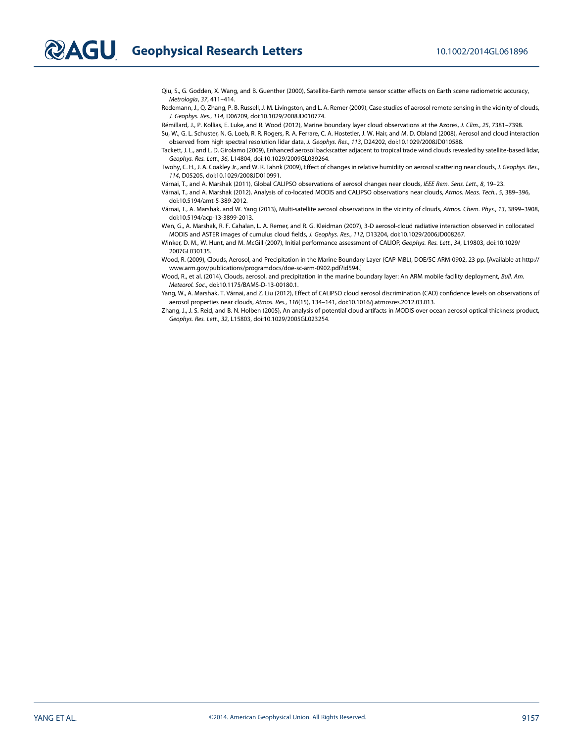Qiu, S., G. Godden, X. Wang, and B. Guenther (2000), Satellite-Earth remote sensor scatter effects on Earth scene radiometric accuracy, *Metrologia*, *37*, 411–414.

Redemann, J., Q. Zhang, P. B. Russell, J. M. Livingston, and L. A. Remer (2009), Case studies of aerosol remote sensing in the vicinity of clouds, *J. Geophys. Res.*, *114*, D06209, doi:10.1029/2008JD010774.

Rémillard, J., P. Kollias, E. Luke, and R. Wood (2012), Marine boundary layer cloud observations at the Azores, *J. Clim.*, *25*, 7381–7398.

Su, W., G. L. Schuster, N. G. Loeb, R. R. Rogers, R. A. Ferrare, C. A. Hostetler, J. W. Hair, and M. D. Obland (2008), Aerosol and cloud interaction observed from high spectral resolution lidar data, *J. Geophys. Res.*, *113*, D24202, doi:10.1029/2008JD010588.

Tackett, J. L., and L. D. Girolamo (2009), Enhanced aerosol backscatter adjacent to tropical trade wind clouds revealed by satellite-based lidar, *Geophys. Res. Lett.*, *36*, L14804, doi:10.1029/2009GL039264.

Twohy, C. H., J. A. Coakley Jr., and W. R. Tahnk (2009), Effect of changes in relative humidity on aerosol scattering near clouds, *J. Geophys. Res.*, *114*, D05205, doi:10.1029/2008JD010991.

Várnai, T., and A. Marshak (2011), Global CALIPSO observations of aerosol changes near clouds, *IEEE Rem. Sens. Lett.*, *8*, 19–23.

Várnai, T., and A. Marshak (2012), Analysis of co-located MODIS and CALIPSO observations near clouds, *Atmos. Meas. Tech.*, *5*, 389–396, doi:10.5194/amt-5-389-2012.

Várnai, T., A. Marshak, and W. Yang (2013), Multi-satellite aerosol observations in the vicinity of clouds, *Atmos. Chem. Phys.*, *13*, 3899–3908, doi:10.5194/acp-13-3899-2013.

Wen, G., A. Marshak, R. F. Cahalan, L. A. Remer, and R. G. Kleidman (2007), 3-D aerosol-cloud radiative interaction observed in collocated MODIS and ASTER images of cumulus cloud fields, *J. Geophys. Res.*, *112*, D13204, doi:10.1029/2006JD008267.

Winker, D. M., W. Hunt, and M. McGill (2007), Initial performance assessment of CALIOP, *Geophys. Res. Lett.*, *34*, L19803, doi:10.1029/2007GL030135.

Wood, R. (2009), Clouds, Aerosol, and Precipitation in the Marine Boundary Layer (CAP-MBL), DOE/SC-ARM-0902, 23 pp. [Available at http://www.arm.gov/publications/programdocs/doe-sc-arm-0902.pdf?id594.]

Wood, R., et al. (2014), Clouds, aerosol, and precipitation in the marine boundary layer: An ARM mobile facility deployment, *Bull. Am. Meteorol. Soc.*, doi:10.1175/BAMS-D-13-00180.1.

Yang, W., A. Marshak, T. Várnai, and Z. Liu (2012), Effect of CALIPSO cloud aerosol discrimination (CAD) confidence levels on observations of aerosol properties near clouds, *Atmos. Res.*, *116*(15), 134–141, doi:10.1016/j.atmosres.2012.03.013.

Zhang, J., J. S. Reid, and B. N. Holben (2005), An analysis of potential cloud artifacts in MODIS over ocean aerosol optical thickness product, *Geophys. Res. Lett.*, *32*, L15803, doi:10.1029/2005GL023254.